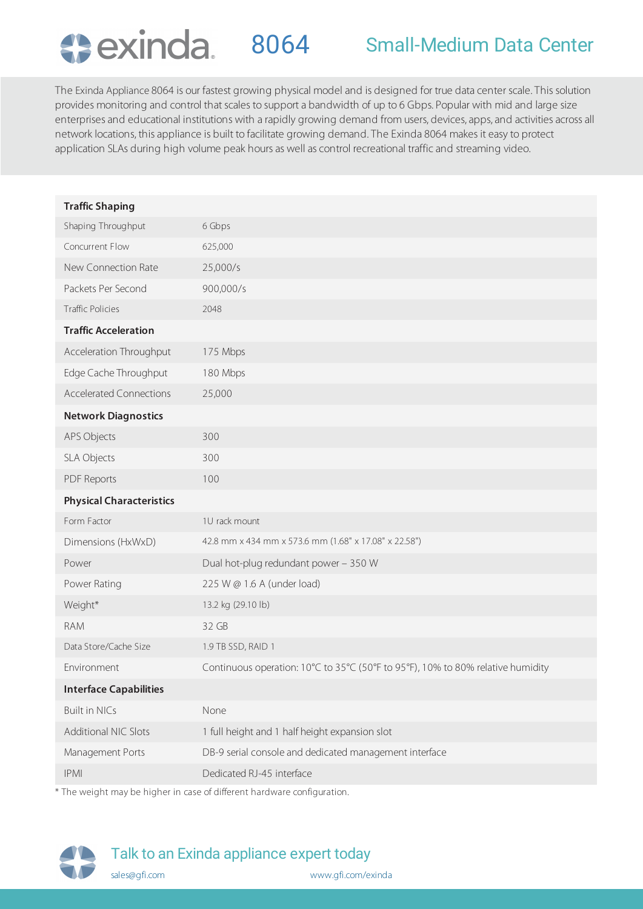# exinda 8064 Small-Medium Data Center

The Exinda Appliance 8064 is our fastest growing physical model and is designed for true data center scale. This solution provides monitoring and control that scales to support a bandwidth of up to 6 Gbps. Popular with mid and large size enterprises and educational institutions with a rapidly growing demand from users, devices, apps, and activities across all network locations, this appliance is built to facilitate growing demand. The Exinda 8064 makes it easy to protect application SLAs during high volume peak hours as well as control recreational traffic and streaming video.

| **Traffic Shaping** | |
|---|---|
| Shaping Throughput | 6 Gbps |
| Concurrent Flow | 625,000 |
| New Connection Rate | 25,000/s |
| Packets Per Second | 900,000/s |
| Traffic Policies | 2048 |
| **Traffic Acceleration** | |
| Acceleration Throughput | 175 Mbps |
| Edge Cache Throughput | 180 Mbps |
| Accelerated Connections | 25,000 |
| **Network Diagnostics** | |
| APS Objects | 300 |
| SLA Objects | 300 |
| PDF Reports | 100 |
| **Physical Characteristics** | |
| Form Factor | 1U rack mount |
| Dimensions (HxWxD) | 42.8 mm x 434 mm x 573.6 mm (1.68" x 17.08" x 22.58") |
| Power | Dual hot-plug redundant power – 350 W |
| Power Rating | 225 W @ 1.6 A (under load) |
| Weight* | 13.2 kg (29.10 lb) |
| RAM | 32 GB |
| Data Store/Cache Size | 1.9 TB SSD, RAID 1 |
| Environment | Continuous operation: 10°C to 35°C (50°F to 95°F), 10% to 80% relative humidity |
| **Interface Capabilities** | |
| Built in NICs | None |
| Additional NIC Slots | 1 full height and 1 half height expansion slot |
| Management Ports | DB-9 serial console and dedicated management interface |
| IPMI | Dedicated RJ-45 interface |

* The weight may be higher in case of different hardware configuration.

Talk to an Exinda appliance expert today

sales@gfi.com www.gfi.com/exinda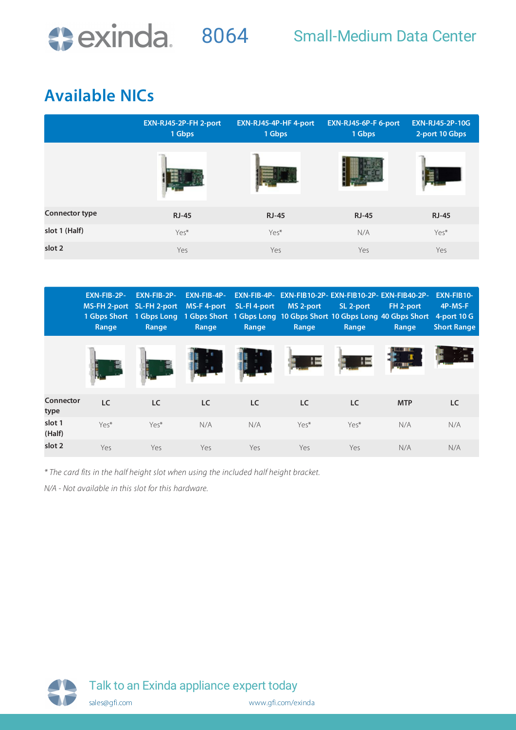## Available NICs

| | EXN-RJ45-2P-FH 2-port 1 Gbps | EXN-RJ45-4P-HF 4-port 1 Gbps | EXN-RJ45-6P-F 6-port 1 Gbps | EXN-RJ45-2P-10G 2-port 10 Gbps |
|---|---|---|---|---|
| Connector type | RJ-45 | RJ-45 | RJ-45 | RJ-45 |
| slot 1 (Half) | Yes* | Yes* | N/A | Yes* |
| slot 2 | Yes | Yes | Yes | Yes |

| | EXN-FIB-2P-MS-FH 2-port 1 Gbps Short Range | EXN-FIB-2P-SL-FH 2-port 1 Gbps Long Range | EXN-FIB-4P-MS-F 4-port 1 Gbps Short Range | EXN-FIB-4P-SL-FI 4-port 1 Gbps Long Range | EXN-FIB10-2P-MS 2-port 10 Gbps Short Range | EXN-FIB10-2P-SL 2-port 10 Gbps Long Range | EXN-FIB40-2P-FH 2-port 40 Gbps Short Range | EXN-FIB10-4P-MS-F 4-port 10 G Short Range |
|---|---|---|---|---|---|---|---|---|
| Connector type | LC | LC | LC | LC | LC | LC | MTP | LC |
| slot 1 (Half) | Yes* | Yes* | N/A | N/A | Yes* | Yes* | N/A | N/A |
| slot 2 | Yes | Yes | Yes | Yes | Yes | Yes | N/A | N/A |

*\* The card fits in the half height slot when using the included half height bracket.*

*N/A - Not available in this slot for this hardware.*

Talk to an Exinda appliance expert today

sales@gfi.com www.gfi.com/exinda